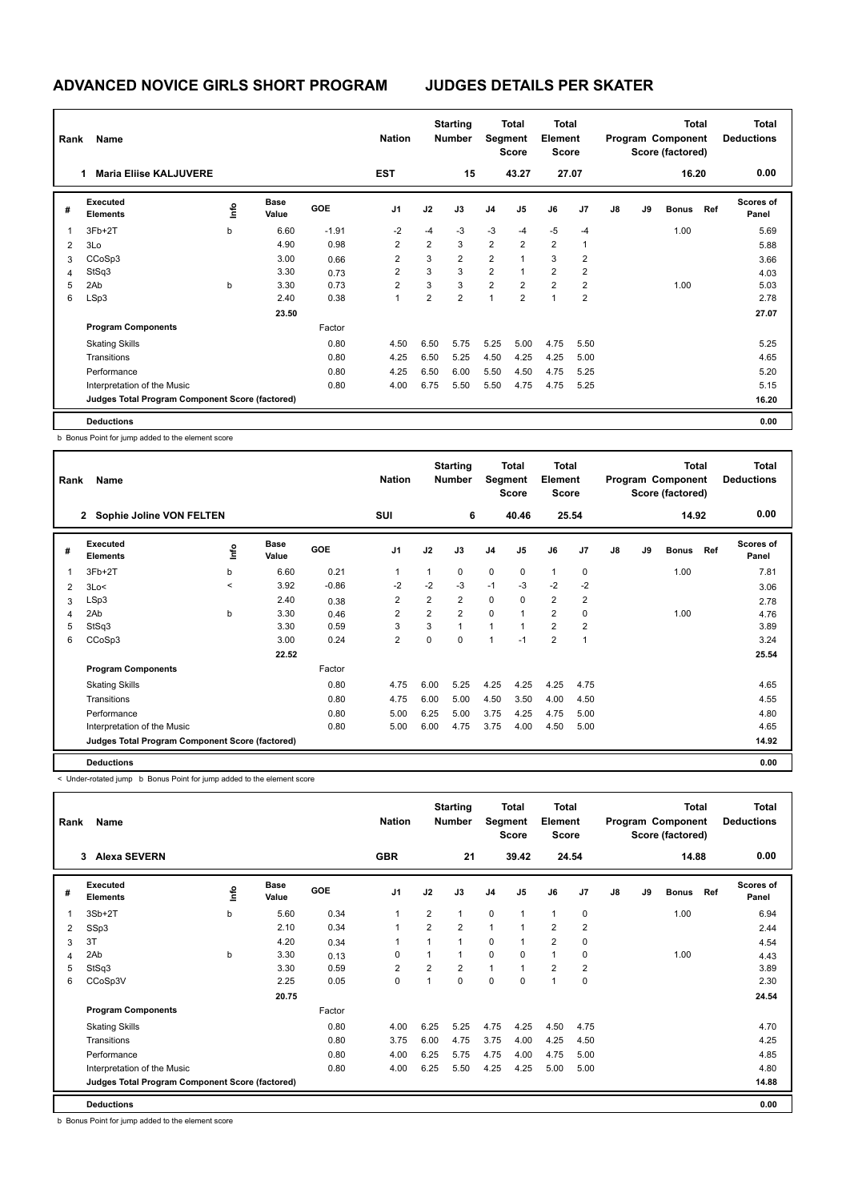# ADVANCED NOVICE GIRLS SHORT PROGRAM JUDGES DETAILS PER SKATER

| Rank | Name | Nation | Starting Number | Total Segment Score | Total Element Score | Total Program Component Score (factored) | Total Deductions |
|---|---|---|---|---|---|---|---|
| 1 | Maria Eliise KALJUVERE | EST | 15 | 43.27 | 27.07 | 16.20 | 0.00 |

| # | Executed Elements | Info | Base Value | GOE | J1 | J2 | J3 | J4 | J5 | J6 | J7 | J8 | J9 | Bonus | Ref | Scores of Panel |
|---|---|---|---|---|---|---|---|---|---|---|---|---|---|---|---|---|
| 1 | 3Fb+2T | b | 6.60 | -1.91 | -2 | -4 | -3 | -3 | -4 | -5 | -4 | | | 1.00 | | 5.69 |
| 2 | 3Lo | | 4.90 | 0.98 | 2 | 2 | 3 | 2 | 2 | 2 | 1 | | | | | 5.88 |
| 3 | CCoSp3 | | 3.00 | 0.66 | 2 | 3 | 2 | 2 | 1 | 3 | 2 | | | | | 3.66 |
| 4 | StSq3 | | 3.30 | 0.73 | 2 | 3 | 3 | 2 | 1 | 2 | 2 | | | | | 4.03 |
| 5 | 2Ab | b | 3.30 | 0.73 | 2 | 3 | 3 | 2 | 2 | 2 | 2 | | | 1.00 | | 5.03 |
| 6 | LSp3 | | 2.40 | 0.38 | 1 | 2 | 2 | 1 | 2 | 1 | 2 | | | | | 2.78 |
| | | | 23.50 | | | | | | | | | | | | | 27.07 |
| | **Program Components** | | | Factor | | | | | | | | | | | | |
| | Skating Skills | | | 0.80 | 4.50 | 6.50 | 5.75 | 5.25 | 5.00 | 4.75 | 5.50 | | | | | 5.25 |
| | Transitions | | | 0.80 | 4.25 | 6.50 | 5.25 | 4.50 | 4.25 | 4.25 | 5.00 | | | | | 4.65 |
| | Performance | | | 0.80 | 4.25 | 6.50 | 6.00 | 5.50 | 4.50 | 4.75 | 5.25 | | | | | 5.20 |
| | Interpretation of the Music | | | 0.80 | 4.00 | 6.75 | 5.50 | 5.50 | 4.75 | 4.75 | 5.25 | | | | | 5.15 |
| | **Judges Total Program Component Score (factored)** | | | | | | | | | | | | | | | 16.20 |
| | **Deductions** | | | | | | | | | | | | | | | 0.00 |

b Bonus Point for jump added to the element score

| Rank | Name | Nation | Starting Number | Total Segment Score | Total Element Score | Total Program Component Score (factored) | Total Deductions |
|---|---|---|---|---|---|---|---|
| 2 | Sophie Joline VON FELTEN | SUI | 6 | 40.46 | 25.54 | 14.92 | 0.00 |

| # | Executed Elements | Info | Base Value | GOE | J1 | J2 | J3 | J4 | J5 | J6 | J7 | J8 | J9 | Bonus | Ref | Scores of Panel |
|---|---|---|---|---|---|---|---|---|---|---|---|---|---|---|---|---|
| 1 | 3Fb+2T | b | 6.60 | 0.21 | 1 | 1 | 0 | 0 | 0 | 1 | 0 | | | 1.00 | | 7.81 |
| 2 | 3Lo< | < | 3.92 | -0.86 | -2 | -2 | -3 | -1 | -3 | -2 | -2 | | | | | 3.06 |
| 3 | LSp3 | | 2.40 | 0.38 | 2 | 2 | 2 | 0 | 0 | 2 | 2 | | | | | 2.78 |
| 4 | 2Ab | b | 3.30 | 0.46 | 2 | 2 | 2 | 0 | 1 | 2 | 0 | | | 1.00 | | 4.76 |
| 5 | StSq3 | | 3.30 | 0.59 | 3 | 3 | 1 | 1 | 1 | 2 | 2 | | | | | 3.89 |
| 6 | CCoSp3 | | 3.00 | 0.24 | 2 | 0 | 0 | 1 | -1 | 2 | 1 | | | | | 3.24 |
| | | | 22.52 | | | | | | | | | | | | | 25.54 |
| | **Program Components** | | | Factor | | | | | | | | | | | | |
| | Skating Skills | | | 0.80 | 4.75 | 6.00 | 5.25 | 4.25 | 4.25 | 4.25 | 4.75 | | | | | 4.65 |
| | Transitions | | | 0.80 | 4.75 | 6.00 | 5.00 | 4.50 | 3.50 | 4.00 | 4.50 | | | | | 4.55 |
| | Performance | | | 0.80 | 5.00 | 6.25 | 5.00 | 3.75 | 4.25 | 4.75 | 5.00 | | | | | 4.80 |
| | Interpretation of the Music | | | 0.80 | 5.00 | 6.00 | 4.75 | 3.75 | 4.00 | 4.50 | 5.00 | | | | | 4.65 |
| | **Judges Total Program Component Score (factored)** | | | | | | | | | | | | | | | 14.92 |
| | **Deductions** | | | | | | | | | | | | | | | 0.00 |

< Under-rotated jump b Bonus Point for jump added to the element score

| Rank | Name | Nation | Starting Number | Total Segment Score | Total Element Score | Total Program Component Score (factored) | Total Deductions |
|---|---|---|---|---|---|---|---|
| 3 | Alexa SEVERN | GBR | 21 | 39.42 | 24.54 | 14.88 | 0.00 |

| # | Executed Elements | Info | Base Value | GOE | J1 | J2 | J3 | J4 | J5 | J6 | J7 | J8 | J9 | Bonus | Ref | Scores of Panel |
|---|---|---|---|---|---|---|---|---|---|---|---|---|---|---|---|---|
| 1 | 3Sb+2T | b | 5.60 | 0.34 | 1 | 2 | 1 | 0 | 1 | 1 | 0 | | | 1.00 | | 6.94 |
| 2 | SSp3 | | 2.10 | 0.34 | 1 | 2 | 2 | 1 | 1 | 2 | 2 | | | | | 2.44 |
| 3 | 3T | | 4.20 | 0.34 | 1 | 1 | 1 | 0 | 1 | 2 | 0 | | | | | 4.54 |
| 4 | 2Ab | b | 3.30 | 0.13 | 0 | 1 | 1 | 0 | 0 | 1 | 0 | | | 1.00 | | 4.43 |
| 5 | StSq3 | | 3.30 | 0.59 | 2 | 2 | 2 | 1 | 1 | 2 | 2 | | | | | 3.89 |
| 6 | CCoSp3V | | 2.25 | 0.05 | 0 | 1 | 0 | 0 | 0 | 1 | 0 | | | | | 2.30 |
| | | | 20.75 | | | | | | | | | | | | | 24.54 |
| | **Program Components** | | | Factor | | | | | | | | | | | | |
| | Skating Skills | | | 0.80 | 4.00 | 6.25 | 5.25 | 4.75 | 4.25 | 4.50 | 4.75 | | | | | 4.70 |
| | Transitions | | | 0.80 | 3.75 | 6.00 | 4.75 | 3.75 | 4.00 | 4.25 | 4.50 | | | | | 4.25 |
| | Performance | | | 0.80 | 4.00 | 6.25 | 5.75 | 4.75 | 4.00 | 4.75 | 5.00 | | | | | 4.85 |
| | Interpretation of the Music | | | 0.80 | 4.00 | 6.25 | 5.50 | 4.25 | 4.25 | 5.00 | 5.00 | | | | | 4.80 |
| | **Judges Total Program Component Score (factored)** | | | | | | | | | | | | | | | 14.88 |
| | **Deductions** | | | | | | | | | | | | | | | 0.00 |

b Bonus Point for jump added to the element score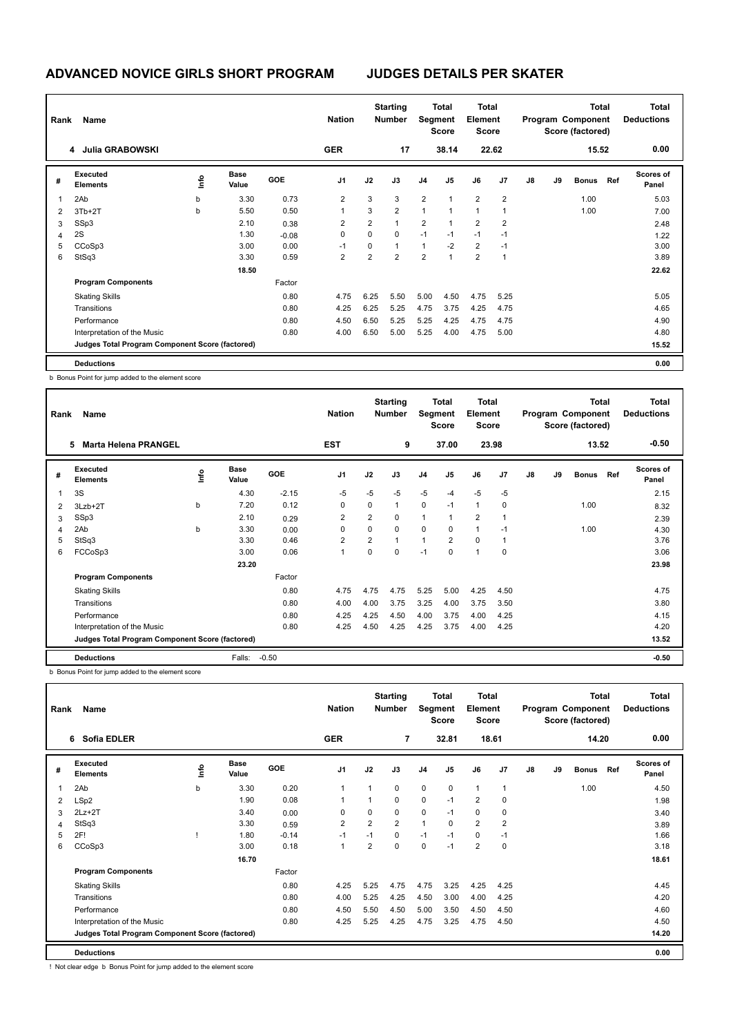# ADVANCED NOVICE GIRLS SHORT PROGRAM — JUDGES DETAILS PER SKATER

| Rank | Name | Nation | Starting Number | Total Segment Score | Total Element Score | Total Program Component Score (factored) | Total Deductions |
|---|---|---|---|---|---|---|---|
| 4 | Julia GRABOWSKI | GER | 17 | 38.14 | 22.62 | 15.52 | 0.00 |

| # | Executed Elements | Info | Base Value | GOE | J1 | J2 | J3 | J4 | J5 | J6 | J7 | J8 | J9 | Bonus | Ref | Scores of Panel |
|---|---|---|---|---|---|---|---|---|---|---|---|---|---|---|---|---|
| 1 | 2Ab | b | 3.30 | 0.73 | 2 | 3 | 3 | 2 | 1 | 2 | 2 | | | 1.00 | | 5.03 |
| 2 | 3Tb+2T | b | 5.50 | 0.50 | 1 | 3 | 2 | 1 | 1 | 1 | 1 | | | 1.00 | | 7.00 |
| 3 | SSp3 | | 2.10 | 0.38 | 2 | 2 | 1 | 2 | 1 | 2 | 2 | | | | | 2.48 |
| 4 | 2S | | 1.30 | -0.08 | 0 | 0 | 0 | -1 | -1 | -1 | -1 | | | | | 1.22 |
| 5 | CCoSp3 | | 3.00 | 0.00 | -1 | 0 | 1 | 1 | -2 | 2 | -1 | | | | | 3.00 |
| 6 | StSq3 | | 3.30 | 0.59 | 2 | 2 | 2 | 2 | 1 | 2 | 1 | | | | | 3.89 |
| | | | 18.50 | | | | | | | | | | | | | 22.62 |
| | **Program Components** | | | Factor | | | | | | | | | | | | |
| | Skating Skills | | | 0.80 | 4.75 | 6.25 | 5.50 | 5.00 | 4.50 | 4.75 | 5.25 | | | | | 5.05 |
| | Transitions | | | 0.80 | 4.25 | 6.25 | 5.25 | 4.75 | 3.75 | 4.25 | 4.75 | | | | | 4.65 |
| | Performance | | | 0.80 | 4.50 | 6.50 | 5.25 | 5.25 | 4.25 | 4.75 | 4.75 | | | | | 4.90 |
| | Interpretation of the Music | | | 0.80 | 4.00 | 6.50 | 5.00 | 5.25 | 4.00 | 4.75 | 5.00 | | | | | 4.80 |
| | **Judges Total Program Component Score (factored)** | | | | | | | | | | | | | | | 15.52 |
| | **Deductions** | | | | | | | | | | | | | | | 0.00 |

b Bonus Point for jump added to the element score

| Rank | Name | Nation | Starting Number | Total Segment Score | Total Element Score | Total Program Component Score (factored) | Total Deductions |
|---|---|---|---|---|---|---|---|
| 5 | Marta Helena PRANGEL | EST | 9 | 37.00 | 23.98 | 13.52 | -0.50 |

| # | Executed Elements | Info | Base Value | GOE | J1 | J2 | J3 | J4 | J5 | J6 | J7 | J8 | J9 | Bonus | Ref | Scores of Panel |
|---|---|---|---|---|---|---|---|---|---|---|---|---|---|---|---|---|
| 1 | 3S | | 4.30 | -2.15 | -5 | -5 | -5 | -5 | -4 | -5 | -5 | | | | | 2.15 |
| 2 | 3Lzb+2T | b | 7.20 | 0.12 | 0 | 0 | 1 | 0 | -1 | 1 | 0 | | | 1.00 | | 8.32 |
| 3 | SSp3 | | 2.10 | 0.29 | 2 | 2 | 0 | 1 | 1 | 2 | 1 | | | | | 2.39 |
| 4 | 2Ab | b | 3.30 | 0.00 | 0 | 0 | 0 | 0 | 0 | 1 | -1 | | | 1.00 | | 4.30 |
| 5 | StSq3 | | 3.30 | 0.46 | 2 | 2 | 1 | 1 | 2 | 0 | 1 | | | | | 3.76 |
| 6 | FCCoSp3 | | 3.00 | 0.06 | 1 | 0 | 0 | -1 | 0 | 1 | 0 | | | | | 3.06 |
| | | | 23.20 | | | | | | | | | | | | | 23.98 |
| | **Program Components** | | | Factor | | | | | | | | | | | | |
| | Skating Skills | | | 0.80 | 4.75 | 4.75 | 4.75 | 5.25 | 5.00 | 4.25 | 4.50 | | | | | 4.75 |
| | Transitions | | | 0.80 | 4.00 | 4.00 | 3.75 | 3.25 | 4.00 | 3.75 | 3.50 | | | | | 3.80 |
| | Performance | | | 0.80 | 4.25 | 4.25 | 4.50 | 4.00 | 3.75 | 4.00 | 4.25 | | | | | 4.15 |
| | Interpretation of the Music | | | 0.80 | 4.25 | 4.50 | 4.25 | 4.25 | 3.75 | 4.00 | 4.25 | | | | | 4.20 |
| | **Judges Total Program Component Score (factored)** | | | | | | | | | | | | | | | 13.52 |
| | **Deductions** | | Falls: | -0.50 | | | | | | | | | | | | -0.50 |

b Bonus Point for jump added to the element score

| Rank | Name | Nation | Starting Number | Total Segment Score | Total Element Score | Total Program Component Score (factored) | Total Deductions |
|---|---|---|---|---|---|---|---|
| 6 | Sofia EDLER | GER | 7 | 32.81 | 18.61 | 14.20 | 0.00 |

| # | Executed Elements | Info | Base Value | GOE | J1 | J2 | J3 | J4 | J5 | J6 | J7 | J8 | J9 | Bonus | Ref | Scores of Panel |
|---|---|---|---|---|---|---|---|---|---|---|---|---|---|---|---|---|
| 1 | 2Ab | b | 3.30 | 0.20 | 1 | 1 | 0 | 0 | 0 | 1 | 1 | | | 1.00 | | 4.50 |
| 2 | LSp2 | | 1.90 | 0.08 | 1 | 1 | 0 | 0 | -1 | 2 | 0 | | | | | 1.98 |
| 3 | 2Lz+2T | | 3.40 | 0.00 | 0 | 0 | 0 | 0 | -1 | 0 | 0 | | | | | 3.40 |
| 4 | StSq3 | | 3.30 | 0.59 | 2 | 2 | 2 | 1 | 0 | 2 | 2 | | | | | 3.89 |
| 5 | 2F! | ! | 1.80 | -0.14 | -1 | -1 | 0 | -1 | -1 | 0 | -1 | | | | | 1.66 |
| 6 | CCoSp3 | | 3.00 | 0.18 | 1 | 2 | 0 | 0 | -1 | 2 | 0 | | | | | 3.18 |
| | | | 16.70 | | | | | | | | | | | | | 18.61 |
| | **Program Components** | | | Factor | | | | | | | | | | | | |
| | Skating Skills | | | 0.80 | 4.25 | 5.25 | 4.75 | 4.75 | 3.25 | 4.25 | 4.25 | | | | | 4.45 |
| | Transitions | | | 0.80 | 4.00 | 5.25 | 4.25 | 4.50 | 3.00 | 4.00 | 4.25 | | | | | 4.20 |
| | Performance | | | 0.80 | 4.50 | 5.50 | 4.50 | 5.00 | 3.50 | 4.50 | 4.50 | | | | | 4.60 |
| | Interpretation of the Music | | | 0.80 | 4.25 | 5.25 | 4.25 | 4.75 | 3.25 | 4.75 | 4.50 | | | | | 4.50 |
| | **Judges Total Program Component Score (factored)** | | | | | | | | | | | | | | | 14.20 |
| | **Deductions** | | | | | | | | | | | | | | | 0.00 |

! Not clear edge b Bonus Point for jump added to the element score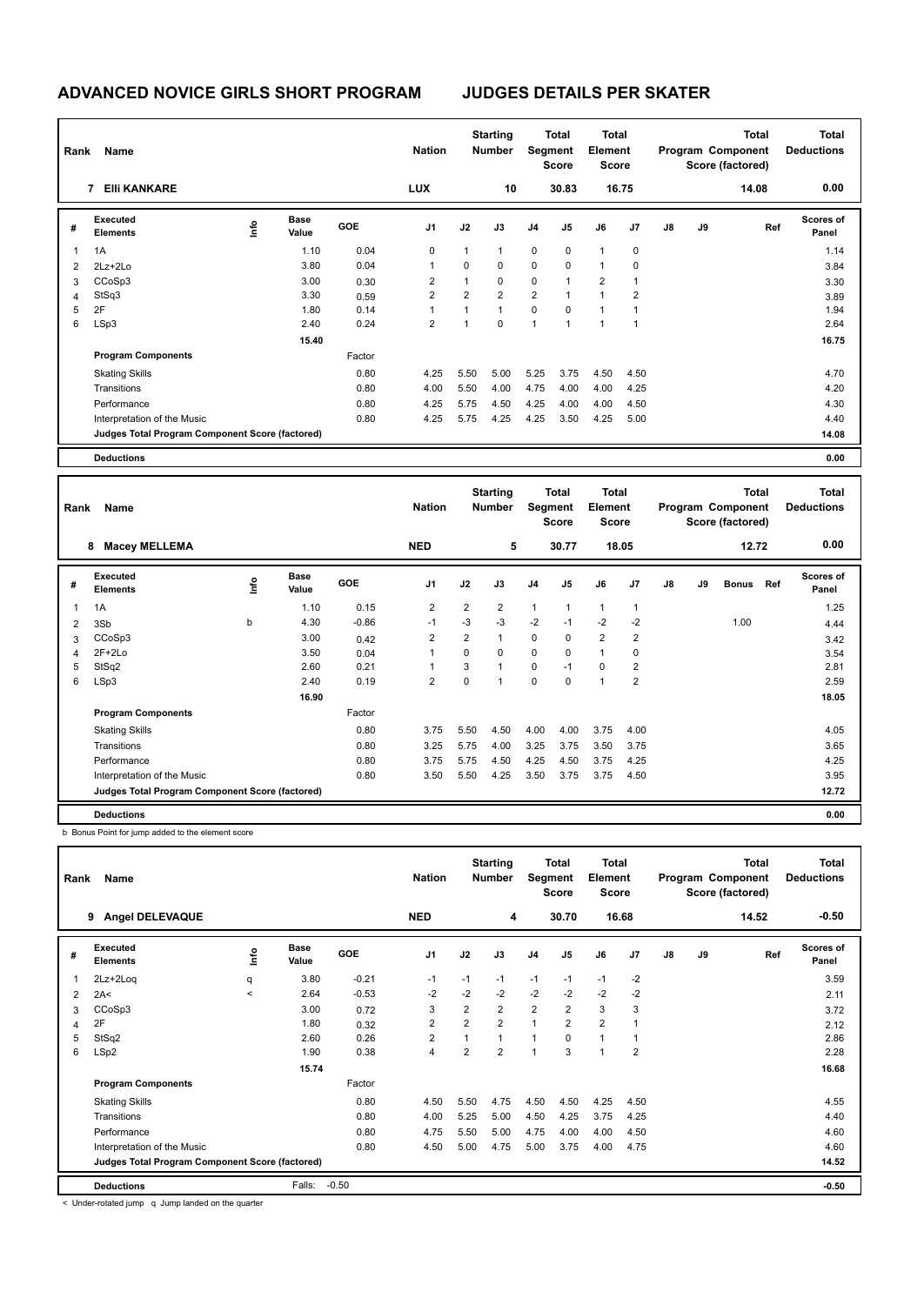# ADVANCED NOVICE GIRLS SHORT PROGRAM — JUDGES DETAILS PER SKATER

| Rank | Name | Nation | Starting Number | Total Segment Score | Total Element Score | Total Program Component Score (factored) | Total Deductions |
|---|---|---|---|---|---|---|---|
| 7 | Elli KANKARE | LUX | 10 | 30.83 | 16.75 | 14.08 | 0.00 |

| # | Executed Elements | Info | Base Value | GOE | J1 | J2 | J3 | J4 | J5 | J6 | J7 | J8 | J9 | Ref | Scores of Panel |
|---|---|---|---|---|---|---|---|---|---|---|---|---|---|---|---|
| 1 | 1A | | 1.10 | 0.04 | 0 | 1 | 1 | 0 | 0 | 1 | 0 | | | | 1.14 |
| 2 | 2Lz+2Lo | | 3.80 | 0.04 | 1 | 0 | 0 | 0 | 0 | 1 | 0 | | | | 3.84 |
| 3 | CCoSp3 | | 3.00 | 0.30 | 2 | 1 | 0 | 0 | 1 | 2 | 1 | | | | 3.30 |
| 4 | StSq3 | | 3.30 | 0.59 | 2 | 2 | 2 | 2 | 1 | 1 | 2 | | | | 3.89 |
| 5 | 2F | | 1.80 | 0.14 | 1 | 1 | 1 | 0 | 0 | 1 | 1 | | | | 1.94 |
| 6 | LSp3 | | 2.40 | 0.24 | 2 | 1 | 0 | 1 | 1 | 1 | 1 | | | | 2.64 |
| | | | 15.40 | | | | | | | | | | | | 16.75 |
| | **Program Components** | | | Factor | | | | | | | | | | | |
| | Skating Skills | | | 0.80 | 4.25 | 5.50 | 5.00 | 5.25 | 3.75 | 4.50 | 4.50 | | | | 4.70 |
| | Transitions | | | 0.80 | 4.00 | 5.50 | 4.00 | 4.75 | 4.00 | 4.00 | 4.25 | | | | 4.20 |
| | Performance | | | 0.80 | 4.25 | 5.75 | 4.50 | 4.25 | 4.00 | 4.00 | 4.50 | | | | 4.30 |
| | Interpretation of the Music | | | 0.80 | 4.25 | 5.75 | 4.25 | 4.25 | 3.50 | 4.25 | 5.00 | | | | 4.40 |
| | **Judges Total Program Component Score (factored)** | | | | | | | | | | | | | | 14.08 |
| | **Deductions** | | | | | | | | | | | | | | 0.00 |

| Rank | Name | Nation | Starting Number | Total Segment Score | Total Element Score | Total Program Component Score (factored) | Total Deductions |
|---|---|---|---|---|---|---|---|
| 8 | Macey MELLEMA | NED | 5 | 30.77 | 18.05 | 12.72 | 0.00 |

| # | Executed Elements | Info | Base Value | GOE | J1 | J2 | J3 | J4 | J5 | J6 | J7 | J8 | J9 | Bonus | Ref | Scores of Panel |
|---|---|---|---|---|---|---|---|---|---|---|---|---|---|---|---|---|
| 1 | 1A | | 1.10 | 0.15 | 2 | 2 | 2 | 1 | 1 | 1 | 1 | | | | | 1.25 |
| 2 | 3Sb | b | 4.30 | -0.86 | -1 | -3 | -3 | -2 | -1 | -2 | -2 | | | 1.00 | | 4.44 |
| 3 | CCoSp3 | | 3.00 | 0.42 | 2 | 2 | 1 | 0 | 0 | 2 | 2 | | | | | 3.42 |
| 4 | 2F+2Lo | | 3.50 | 0.04 | 1 | 0 | 0 | 0 | 0 | 1 | 0 | | | | | 3.54 |
| 5 | StSq2 | | 2.60 | 0.21 | 1 | 3 | 1 | 0 | -1 | 0 | 2 | | | | | 2.81 |
| 6 | LSp3 | | 2.40 | 0.19 | 2 | 0 | 1 | 0 | 0 | 1 | 2 | | | | | 2.59 |
| | | | 16.90 | | | | | | | | | | | | | 18.05 |
| | **Program Components** | | | Factor | | | | | | | | | | | | |
| | Skating Skills | | | 0.80 | 3.75 | 5.50 | 4.50 | 4.00 | 4.00 | 3.75 | 4.00 | | | | | 4.05 |
| | Transitions | | | 0.80 | 3.25 | 5.75 | 4.00 | 3.25 | 3.75 | 3.50 | 3.75 | | | | | 3.65 |
| | Performance | | | 0.80 | 3.75 | 5.75 | 4.50 | 4.25 | 4.50 | 3.75 | 4.25 | | | | | 4.25 |
| | Interpretation of the Music | | | 0.80 | 3.50 | 5.50 | 4.25 | 3.50 | 3.75 | 3.75 | 4.50 | | | | | 3.95 |
| | **Judges Total Program Component Score (factored)** | | | | | | | | | | | | | | | 12.72 |
| | **Deductions** | | | | | | | | | | | | | | | 0.00 |

b Bonus Point for jump added to the element score

| Rank | Name | Nation | Starting Number | Total Segment Score | Total Element Score | Total Program Component Score (factored) | Total Deductions |
|---|---|---|---|---|---|---|---|
| 9 | Angel DELEVAQUE | NED | 4 | 30.70 | 16.68 | 14.52 | -0.50 |

| # | Executed Elements | Info | Base Value | GOE | J1 | J2 | J3 | J4 | J5 | J6 | J7 | J8 | J9 | Ref | Scores of Panel |
|---|---|---|---|---|---|---|---|---|---|---|---|---|---|---|---|
| 1 | 2Lz+2Loq | q | 3.80 | -0.21 | -1 | -1 | -1 | -1 | -1 | -1 | -2 | | | | 3.59 |
| 2 | 2A< | < | 2.64 | -0.53 | -2 | -2 | -2 | -2 | -2 | -2 | -2 | | | | 2.11 |
| 3 | CCoSp3 | | 3.00 | 0.72 | 3 | 2 | 2 | 2 | 2 | 3 | 3 | | | | 3.72 |
| 4 | 2F | | 1.80 | 0.32 | 2 | 2 | 2 | 1 | 2 | 2 | 1 | | | | 2.12 |
| 5 | StSq2 | | 2.60 | 0.26 | 2 | 1 | 1 | 1 | 0 | 1 | 1 | | | | 2.86 |
| 6 | LSp2 | | 1.90 | 0.38 | 4 | 2 | 2 | 1 | 3 | 1 | 2 | | | | 2.28 |
| | | | 15.74 | | | | | | | | | | | | 16.68 |
| | **Program Components** | | | Factor | | | | | | | | | | | |
| | Skating Skills | | | 0.80 | 4.50 | 5.50 | 4.75 | 4.50 | 4.50 | 4.25 | 4.50 | | | | 4.55 |
| | Transitions | | | 0.80 | 4.00 | 5.25 | 5.00 | 4.50 | 4.25 | 3.75 | 4.25 | | | | 4.40 |
| | Performance | | | 0.80 | 4.75 | 5.50 | 5.00 | 4.75 | 4.00 | 4.00 | 4.50 | | | | 4.60 |
| | Interpretation of the Music | | | 0.80 | 4.50 | 5.00 | 4.75 | 5.00 | 3.75 | 4.00 | 4.75 | | | | 4.60 |
| | **Judges Total Program Component Score (factored)** | | | | | | | | | | | | | | 14.52 |
| | **Deductions** | | Falls: | -0.50 | | | | | | | | | | | -0.50 |

< Under-rotated jump q Jump landed on the quarter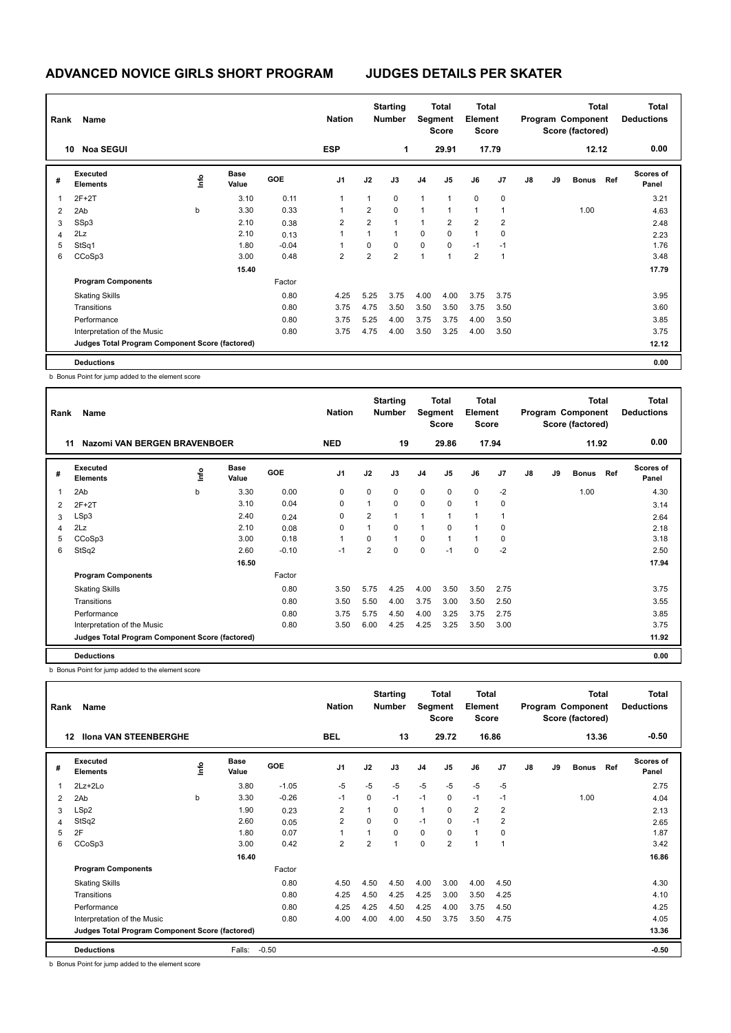# ADVANCED NOVICE GIRLS SHORT PROGRAM JUDGES DETAILS PER SKATER

| Rank | Name | Nation | Starting Number | Total Segment Score | Total Element Score | Total Program Component Score (factored) | Total Deductions |
|---|---|---|---|---|---|---|---|
| 10 | Noa SEGUI | ESP | 1 | 29.91 | 17.79 | 12.12 | 0.00 |

| # | Executed Elements | Info | Base Value | GOE | J1 | J2 | J3 | J4 | J5 | J6 | J7 | J8 | J9 | Bonus | Ref | Scores of Panel |
|---|---|---|---|---|---|---|---|---|---|---|---|---|---|---|---|---|
| 1 | 2F+2T | | 3.10 | 0.11 | 1 | 1 | 0 | 1 | 1 | 0 | 0 | | | | | 3.21 |
| 2 | 2Ab | b | 3.30 | 0.33 | 1 | 2 | 0 | 1 | 1 | 1 | 1 | | | 1.00 | | 4.63 |
| 3 | SSp3 | | 2.10 | 0.38 | 2 | 2 | 1 | 1 | 2 | 2 | 2 | | | | | 2.48 |
| 4 | 2Lz | | 2.10 | 0.13 | 1 | 1 | 1 | 0 | 0 | 1 | 0 | | | | | 2.23 |
| 5 | StSq1 | | 1.80 | -0.04 | 1 | 0 | 0 | 0 | 0 | -1 | -1 | | | | | 1.76 |
| 6 | CCoSp3 | | 3.00 | 0.48 | 2 | 2 | 2 | 1 | 1 | 2 | 1 | | | | | 3.48 |
| | | | 15.40 | | | | | | | | | | | | | 17.79 |
| | **Program Components** | | | Factor | | | | | | | | | | | | |
| | Skating Skills | | | 0.80 | 4.25 | 5.25 | 3.75 | 4.00 | 4.00 | 3.75 | 3.75 | | | | | 3.95 |
| | Transitions | | | 0.80 | 3.75 | 4.75 | 3.50 | 3.50 | 3.50 | 3.75 | 3.50 | | | | | 3.60 |
| | Performance | | | 0.80 | 3.75 | 5.25 | 4.00 | 3.75 | 3.75 | 4.00 | 3.50 | | | | | 3.85 |
| | Interpretation of the Music | | | 0.80 | 3.75 | 4.75 | 4.00 | 3.50 | 3.25 | 4.00 | 3.50 | | | | | 3.75 |
| | **Judges Total Program Component Score (factored)** | | | | | | | | | | | | | | | 12.12 |
| | **Deductions** | | | | | | | | | | | | | | | 0.00 |

b Bonus Point for jump added to the element score

| Rank | Name | Nation | Starting Number | Total Segment Score | Total Element Score | Total Program Component Score (factored) | Total Deductions |
|---|---|---|---|---|---|---|---|
| 11 | Nazomi VAN BERGEN BRAVENBOER | NED | 19 | 29.86 | 17.94 | 11.92 | 0.00 |

| # | Executed Elements | Info | Base Value | GOE | J1 | J2 | J3 | J4 | J5 | J6 | J7 | J8 | J9 | Bonus | Ref | Scores of Panel |
|---|---|---|---|---|---|---|---|---|---|---|---|---|---|---|---|---|
| 1 | 2Ab | b | 3.30 | 0.00 | 0 | 0 | 0 | 0 | 0 | 0 | -2 | | | 1.00 | | 4.30 |
| 2 | 2F+2T | | 3.10 | 0.04 | 0 | 1 | 0 | 0 | 0 | 1 | 0 | | | | | 3.14 |
| 3 | LSp3 | | 2.40 | 0.24 | 0 | 2 | 1 | 1 | 1 | 1 | 1 | | | | | 2.64 |
| 4 | 2Lz | | 2.10 | 0.08 | 0 | 1 | 0 | 1 | 0 | 1 | 0 | | | | | 2.18 |
| 5 | CCoSp3 | | 3.00 | 0.18 | 1 | 0 | 1 | 0 | 1 | 1 | 0 | | | | | 3.18 |
| 6 | StSq2 | | 2.60 | -0.10 | -1 | 2 | 0 | 0 | -1 | 0 | -2 | | | | | 2.50 |
| | | | 16.50 | | | | | | | | | | | | | 17.94 |
| | **Program Components** | | | Factor | | | | | | | | | | | | |
| | Skating Skills | | | 0.80 | 3.50 | 5.75 | 4.25 | 4.00 | 3.50 | 3.50 | 2.75 | | | | | 3.75 |
| | Transitions | | | 0.80 | 3.50 | 5.50 | 4.00 | 3.75 | 3.00 | 3.50 | 2.50 | | | | | 3.55 |
| | Performance | | | 0.80 | 3.75 | 5.75 | 4.50 | 4.00 | 3.25 | 3.75 | 2.75 | | | | | 3.85 |
| | Interpretation of the Music | | | 0.80 | 3.50 | 6.00 | 4.25 | 4.25 | 3.25 | 3.50 | 3.00 | | | | | 3.75 |
| | **Judges Total Program Component Score (factored)** | | | | | | | | | | | | | | | 11.92 |
| | **Deductions** | | | | | | | | | | | | | | | 0.00 |

b Bonus Point for jump added to the element score

| Rank | Name | Nation | Starting Number | Total Segment Score | Total Element Score | Total Program Component Score (factored) | Total Deductions |
|---|---|---|---|---|---|---|---|
| 12 | Ilona VAN STEENBERGHE | BEL | 13 | 29.72 | 16.86 | 13.36 | -0.50 |

| # | Executed Elements | Info | Base Value | GOE | J1 | J2 | J3 | J4 | J5 | J6 | J7 | J8 | J9 | Bonus | Ref | Scores of Panel |
|---|---|---|---|---|---|---|---|---|---|---|---|---|---|---|---|---|
| 1 | 2Lz+2Lo | | 3.80 | -1.05 | -5 | -5 | -5 | -5 | -5 | -5 | -5 | | | | | 2.75 |
| 2 | 2Ab | b | 3.30 | -0.26 | -1 | 0 | -1 | -1 | 0 | -1 | -1 | | | 1.00 | | 4.04 |
| 3 | LSp2 | | 1.90 | 0.23 | 2 | 1 | 0 | 1 | 0 | 2 | 2 | | | | | 2.13 |
| 4 | StSq2 | | 2.60 | 0.05 | 2 | 0 | 0 | -1 | 0 | -1 | 2 | | | | | 2.65 |
| 5 | 2F | | 1.80 | 0.07 | 1 | 1 | 0 | 0 | 0 | 1 | 0 | | | | | 1.87 |
| 6 | CCoSp3 | | 3.00 | 0.42 | 2 | 2 | 1 | 0 | 2 | 1 | 1 | | | | | 3.42 |
| | | | 16.40 | | | | | | | | | | | | | 16.86 |
| | **Program Components** | | | Factor | | | | | | | | | | | | |
| | Skating Skills | | | 0.80 | 4.50 | 4.50 | 4.50 | 4.00 | 3.00 | 4.00 | 4.50 | | | | | 4.30 |
| | Transitions | | | 0.80 | 4.25 | 4.50 | 4.25 | 4.25 | 3.00 | 3.50 | 4.25 | | | | | 4.10 |
| | Performance | | | 0.80 | 4.25 | 4.25 | 4.50 | 4.25 | 4.00 | 3.75 | 4.50 | | | | | 4.25 |
| | Interpretation of the Music | | | 0.80 | 4.00 | 4.00 | 4.00 | 4.50 | 3.75 | 3.50 | 4.75 | | | | | 4.05 |
| | **Judges Total Program Component Score (factored)** | | | | | | | | | | | | | | | 13.36 |
| | **Deductions** | | Falls: | -0.50 | | | | | | | | | | | | -0.50 |

b Bonus Point for jump added to the element score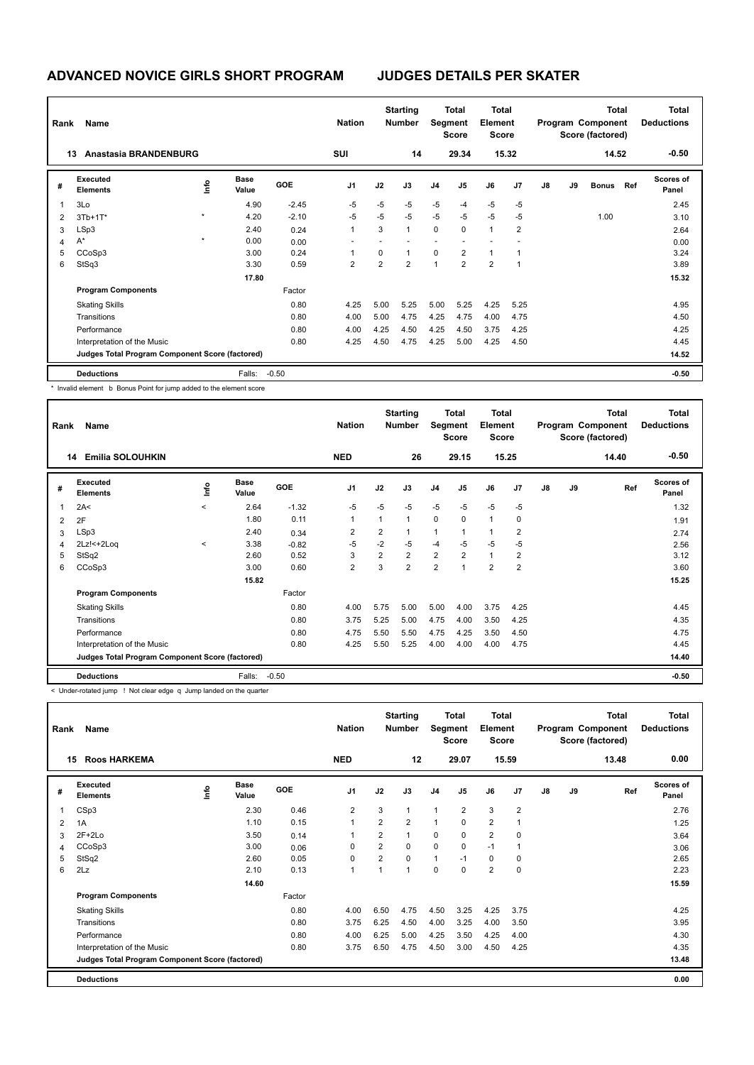# ADVANCED NOVICE GIRLS SHORT PROGRAM — JUDGES DETAILS PER SKATER

| Rank | Name | Nation | Starting Number | Total Segment Score | Total Element Score | Total Program Component Score (factored) | Total Deductions |
|---|---|---|---|---|---|---|---|
| 13 | Anastasia BRANDENBURG | SUI | 14 | 29.34 | 15.32 | 14.52 | -0.50 |

| # | Executed Elements | Info | Base Value | GOE | J1 | J2 | J3 | J4 | J5 | J6 | J7 | J8 | J9 | Bonus | Ref | Scores of Panel |
|---|---|---|---|---|---|---|---|---|---|---|---|---|---|---|---|---|
| 1 | 3Lo | | 4.90 | -2.45 | -5 | -5 | -5 | -5 | -4 | -5 | -5 | | | | | 2.45 |
| 2 | 3Tb+1T* | * | 4.20 | -2.10 | -5 | -5 | -5 | -5 | -5 | -5 | -5 | | | 1.00 | | 3.10 |
| 3 | LSp3 | | 2.40 | 0.24 | 1 | 3 | 1 | 0 | 0 | 1 | 2 | | | | | 2.64 |
| 4 | A* | * | 0.00 | 0.00 | - | - | - | - | - | - | - | | | | | 0.00 |
| 5 | CCoSp3 | | 3.00 | 0.24 | 1 | 0 | 1 | 0 | 2 | 1 | 1 | | | | | 3.24 |
| 6 | StSq3 | | 3.30 | 0.59 | 2 | 2 | 2 | 1 | 2 | 2 | 1 | | | | | 3.89 |
| | | | 17.80 | | | | | | | | | | | | | 15.32 |
| | **Program Components** | | | Factor | | | | | | | | | | | | |
| | Skating Skills | | | 0.80 | 4.25 | 5.00 | 5.25 | 5.00 | 5.25 | 4.25 | 5.25 | | | | | 4.95 |
| | Transitions | | | 0.80 | 4.00 | 5.00 | 4.75 | 4.25 | 4.75 | 4.00 | 4.75 | | | | | 4.50 |
| | Performance | | | 0.80 | 4.00 | 4.25 | 4.50 | 4.25 | 4.50 | 3.75 | 4.25 | | | | | 4.25 |
| | Interpretation of the Music | | | 0.80 | 4.25 | 4.50 | 4.75 | 4.25 | 5.00 | 4.25 | 4.50 | | | | | 4.45 |
| | **Judges Total Program Component Score (factored)** | | | | | | | | | | | | | | | 14.52 |
| | **Deductions** | | Falls: | -0.50 | | | | | | | | | | | | -0.50 |

\* Invalid element b Bonus Point for jump added to the element score

| Rank | Name | Nation | Starting Number | Total Segment Score | Total Element Score | Total Program Component Score (factored) | Total Deductions |
|---|---|---|---|---|---|---|---|
| 14 | Emilia SOLOUHKIN | NED | 26 | 29.15 | 15.25 | 14.40 | -0.50 |

| # | Executed Elements | Info | Base Value | GOE | J1 | J2 | J3 | J4 | J5 | J6 | J7 | J8 | J9 | Ref | Scores of Panel |
|---|---|---|---|---|---|---|---|---|---|---|---|---|---|---|---|
| 1 | 2A< | < | 2.64 | -1.32 | -5 | -5 | -5 | -5 | -5 | -5 | -5 | | | | 1.32 |
| 2 | 2F | | 1.80 | 0.11 | 1 | 1 | 1 | 0 | 0 | 1 | 0 | | | | 1.91 |
| 3 | LSp3 | | 2.40 | 0.34 | 2 | 2 | 1 | 1 | 1 | 1 | 2 | | | | 2.74 |
| 4 | 2Lz!<+2Loq | < | 3.38 | -0.82 | -5 | -2 | -5 | -4 | -5 | -5 | -5 | | | | 2.56 |
| 5 | StSq2 | | 2.60 | 0.52 | 3 | 2 | 2 | 2 | 2 | 1 | 2 | | | | 3.12 |
| 6 | CCoSp3 | | 3.00 | 0.60 | 2 | 3 | 2 | 2 | 1 | 2 | 2 | | | | 3.60 |
| | | | 15.82 | | | | | | | | | | | | 15.25 |
| | **Program Components** | | | Factor | | | | | | | | | | | |
| | Skating Skills | | | 0.80 | 4.00 | 5.75 | 5.00 | 5.00 | 4.00 | 3.75 | 4.25 | | | | 4.45 |
| | Transitions | | | 0.80 | 3.75 | 5.25 | 5.00 | 4.75 | 4.00 | 3.50 | 4.25 | | | | 4.35 |
| | Performance | | | 0.80 | 4.75 | 5.50 | 5.50 | 4.75 | 4.25 | 3.50 | 4.50 | | | | 4.75 |
| | Interpretation of the Music | | | 0.80 | 4.25 | 5.50 | 5.25 | 4.00 | 4.00 | 4.00 | 4.75 | | | | 4.45 |
| | **Judges Total Program Component Score (factored)** | | | | | | | | | | | | | | 14.40 |
| | **Deductions** | | Falls: | -0.50 | | | | | | | | | | | -0.50 |

< Under-rotated jump ! Not clear edge q Jump landed on the quarter

| Rank | Name | Nation | Starting Number | Total Segment Score | Total Element Score | Total Program Component Score (factored) | Total Deductions |
|---|---|---|---|---|---|---|---|
| 15 | Roos HARKEMA | NED | 12 | 29.07 | 15.59 | 13.48 | 0.00 |

| # | Executed Elements | Info | Base Value | GOE | J1 | J2 | J3 | J4 | J5 | J6 | J7 | J8 | J9 | Ref | Scores of Panel |
|---|---|---|---|---|---|---|---|---|---|---|---|---|---|---|---|
| 1 | CSp3 | | 2.30 | 0.46 | 2 | 3 | 1 | 1 | 2 | 3 | 2 | | | | 2.76 |
| 2 | 1A | | 1.10 | 0.15 | 1 | 2 | 2 | 1 | 0 | 2 | 1 | | | | 1.25 |
| 3 | 2F+2Lo | | 3.50 | 0.14 | 1 | 2 | 1 | 0 | 0 | 2 | 0 | | | | 3.64 |
| 4 | CCoSp3 | | 3.00 | 0.06 | 0 | 2 | 0 | 0 | 0 | -1 | 1 | | | | 3.06 |
| 5 | StSq2 | | 2.60 | 0.05 | 0 | 2 | 0 | 1 | -1 | 0 | 0 | | | | 2.65 |
| 6 | 2Lz | | 2.10 | 0.13 | 1 | 1 | 1 | 0 | 0 | 2 | 0 | | | | 2.23 |
| | | | 14.60 | | | | | | | | | | | | 15.59 |
| | **Program Components** | | | Factor | | | | | | | | | | | |
| | Skating Skills | | | 0.80 | 4.00 | 6.50 | 4.75 | 4.50 | 3.25 | 4.25 | 3.75 | | | | 4.25 |
| | Transitions | | | 0.80 | 3.75 | 6.25 | 4.50 | 4.00 | 3.25 | 4.00 | 3.50 | | | | 3.95 |
| | Performance | | | 0.80 | 4.00 | 6.25 | 5.00 | 4.25 | 3.50 | 4.25 | 4.00 | | | | 4.30 |
| | Interpretation of the Music | | | 0.80 | 3.75 | 6.50 | 4.75 | 4.50 | 3.00 | 4.50 | 4.25 | | | | 4.35 |
| | **Judges Total Program Component Score (factored)** | | | | | | | | | | | | | | 13.48 |
| | **Deductions** | | | | | | | | | | | | | | 0.00 |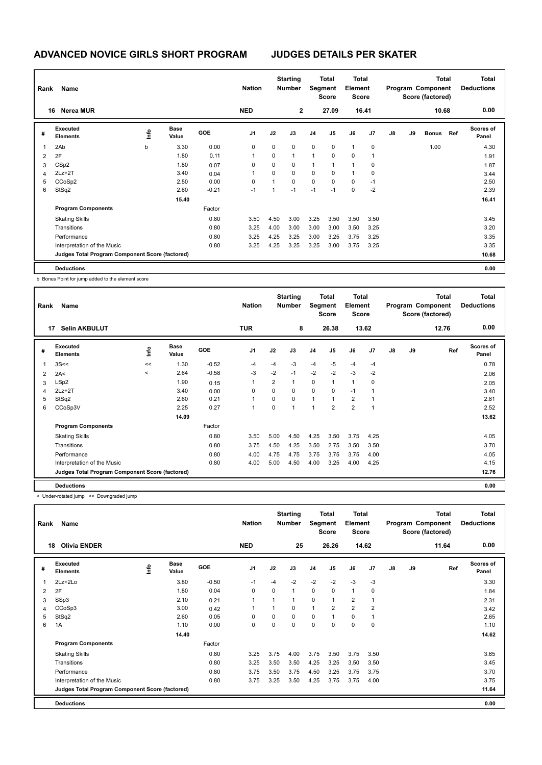# ADVANCED NOVICE GIRLS SHORT PROGRAM JUDGES DETAILS PER SKATER

| Rank | Name | Nation | Starting Number | Total Segment Score | Total Element Score | Total Program Component Score (factored) | Total Deductions |
|---|---|---|---|---|---|---|---|
| 16 | Nerea MUR | NED | 2 | 27.09 | 16.41 | 10.68 | 0.00 |

| # | Executed Elements | Info | Base Value | GOE | J1 | J2 | J3 | J4 | J5 | J6 | J7 | J8 | J9 | Bonus | Ref | Scores of Panel |
|---|---|---|---|---|---|---|---|---|---|---|---|---|---|---|---|---|
| 1 | 2Ab | b | 3.30 | 0.00 | 0 | 0 | 0 | 0 | 0 | 1 | 0 | | | 1.00 | | 4.30 |
| 2 | 2F | | 1.80 | 0.11 | 1 | 0 | 1 | 1 | 0 | 0 | 1 | | | | | 1.91 |
| 3 | CSp2 | | 1.80 | 0.07 | 0 | 0 | 0 | 1 | 1 | 1 | 0 | | | | | 1.87 |
| 4 | 2Lz+2T | | 3.40 | 0.04 | 1 | 0 | 0 | 0 | 0 | 1 | 0 | | | | | 3.44 |
| 5 | CCoSp2 | | 2.50 | 0.00 | 0 | 1 | 0 | 0 | 0 | 0 | -1 | | | | | 2.50 |
| 6 | StSq2 | | 2.60 | -0.21 | -1 | 1 | -1 | -1 | -1 | 0 | -2 | | | | | 2.39 |
| | | | 15.40 | | | | | | | | | | | | | 16.41 |
| | **Program Components** | | | Factor | | | | | | | | | | | | |
| | Skating Skills | | | 0.80 | 3.50 | 4.50 | 3.00 | 3.25 | 3.50 | 3.50 | 3.50 | | | | | 3.45 |
| | Transitions | | | 0.80 | 3.25 | 4.00 | 3.00 | 3.00 | 3.00 | 3.50 | 3.25 | | | | | 3.20 |
| | Performance | | | 0.80 | 3.25 | 4.25 | 3.25 | 3.00 | 3.25 | 3.75 | 3.25 | | | | | 3.35 |
| | Interpretation of the Music | | | 0.80 | 3.25 | 4.25 | 3.25 | 3.25 | 3.00 | 3.75 | 3.25 | | | | | 3.35 |
| | **Judges Total Program Component Score (factored)** | | | | | | | | | | | | | | | 10.68 |
| | **Deductions** | | | | | | | | | | | | | | | 0.00 |

b Bonus Point for jump added to the element score

| Rank | Name | Nation | Starting Number | Total Segment Score | Total Element Score | Total Program Component Score (factored) | Total Deductions |
|---|---|---|---|---|---|---|---|
| 17 | Selin AKBULUT | TUR | 8 | 26.38 | 13.62 | 12.76 | 0.00 |

| # | Executed Elements | Info | Base Value | GOE | J1 | J2 | J3 | J4 | J5 | J6 | J7 | J8 | J9 | Ref | Scores of Panel |
|---|---|---|---|---|---|---|---|---|---|---|---|---|---|---|---|
| 1 | 3S<< | << | 1.30 | -0.52 | -4 | -4 | -3 | -4 | -5 | -4 | -4 | | | | 0.78 |
| 2 | 2A< | < | 2.64 | -0.58 | -3 | -2 | -1 | -2 | -2 | -3 | -2 | | | | 2.06 |
| 3 | LSp2 | | 1.90 | 0.15 | 1 | 2 | 1 | 0 | 1 | 1 | 0 | | | | 2.05 |
| 4 | 2Lz+2T | | 3.40 | 0.00 | 0 | 0 | 0 | 0 | 0 | -1 | 1 | | | | 3.40 |
| 5 | StSq2 | | 2.60 | 0.21 | 1 | 0 | 0 | 1 | 1 | 2 | 1 | | | | 2.81 |
| 6 | CCoSp3V | | 2.25 | 0.27 | 1 | 0 | 1 | 1 | 2 | 2 | 1 | | | | 2.52 |
| | | | 14.09 | | | | | | | | | | | | 13.62 |
| | **Program Components** | | | Factor | | | | | | | | | | | |
| | Skating Skills | | | 0.80 | 3.50 | 5.00 | 4.50 | 4.25 | 3.50 | 3.75 | 4.25 | | | | 4.05 |
| | Transitions | | | 0.80 | 3.75 | 4.50 | 4.25 | 3.50 | 2.75 | 3.50 | 3.50 | | | | 3.70 |
| | Performance | | | 0.80 | 4.00 | 4.75 | 4.75 | 3.75 | 3.75 | 3.75 | 4.00 | | | | 4.05 |
| | Interpretation of the Music | | | 0.80 | 4.00 | 5.00 | 4.50 | 4.00 | 3.25 | 4.00 | 4.25 | | | | 4.15 |
| | **Judges Total Program Component Score (factored)** | | | | | | | | | | | | | | 12.76 |
| | **Deductions** | | | | | | | | | | | | | | 0.00 |

< Under-rotated jump << Downgraded jump

| Rank | Name | Nation | Starting Number | Total Segment Score | Total Element Score | Total Program Component Score (factored) | Total Deductions |
|---|---|---|---|---|---|---|---|
| 18 | Olivia ENDER | NED | 25 | 26.26 | 14.62 | 11.64 | 0.00 |

| # | Executed Elements | Info | Base Value | GOE | J1 | J2 | J3 | J4 | J5 | J6 | J7 | J8 | J9 | Ref | Scores of Panel |
|---|---|---|---|---|---|---|---|---|---|---|---|---|---|---|---|
| 1 | 2Lz+2Lo | | 3.80 | -0.50 | -1 | -4 | -2 | -2 | -2 | -3 | -3 | | | | 3.30 |
| 2 | 2F | | 1.80 | 0.04 | 0 | 0 | 1 | 0 | 0 | 1 | 0 | | | | 1.84 |
| 3 | SSp3 | | 2.10 | 0.21 | 1 | 1 | 1 | 0 | 1 | 2 | 1 | | | | 2.31 |
| 4 | CCoSp3 | | 3.00 | 0.42 | 1 | 1 | 0 | 1 | 2 | 2 | 2 | | | | 3.42 |
| 5 | StSq2 | | 2.60 | 0.05 | 0 | 0 | 0 | 0 | 1 | 0 | 1 | | | | 2.65 |
| 6 | 1A | | 1.10 | 0.00 | 0 | 0 | 0 | 0 | 0 | 0 | 0 | | | | 1.10 |
| | | | 14.40 | | | | | | | | | | | | 14.62 |
| | **Program Components** | | | Factor | | | | | | | | | | | |
| | Skating Skills | | | 0.80 | 3.25 | 3.75 | 4.00 | 3.75 | 3.50 | 3.75 | 3.50 | | | | 3.65 |
| | Transitions | | | 0.80 | 3.25 | 3.50 | 3.50 | 4.25 | 3.25 | 3.50 | 3.50 | | | | 3.45 |
| | Performance | | | 0.80 | 3.75 | 3.50 | 3.75 | 4.50 | 3.25 | 3.75 | 3.75 | | | | 3.70 |
| | Interpretation of the Music | | | 0.80 | 3.75 | 3.25 | 3.50 | 4.25 | 3.75 | 3.75 | 4.00 | | | | 3.75 |
| | **Judges Total Program Component Score (factored)** | | | | | | | | | | | | | | 11.64 |
| | **Deductions** | | | | | | | | | | | | | | 0.00 |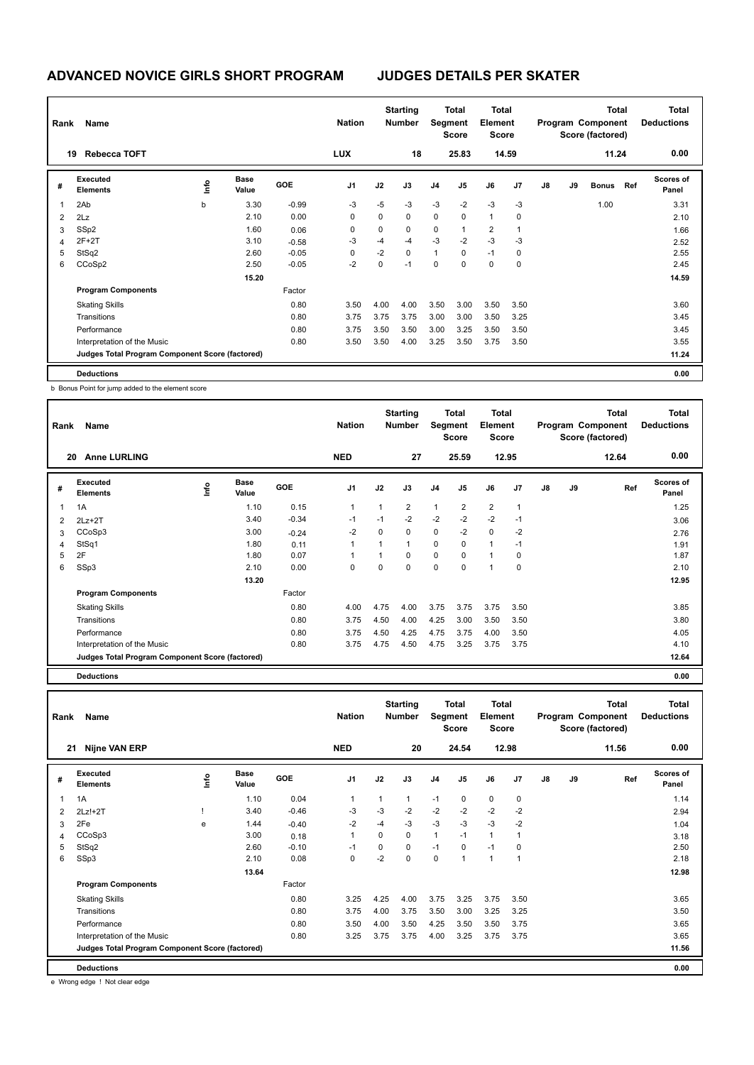# ADVANCED NOVICE GIRLS SHORT PROGRAM JUDGES DETAILS PER SKATER

| Rank | Name | Nation | Starting Number | Total Segment Score | Total Element Score | Total Program Component Score (factored) | Total Deductions |
|---|---|---|---|---|---|---|---|
| 19 | Rebecca TOFT | LUX | 18 | 25.83 | 14.59 | 11.24 | 0.00 |

| # | Executed Elements | Info | Base Value | GOE | J1 | J2 | J3 | J4 | J5 | J6 | J7 | J8 | J9 | Bonus | Ref | Scores of Panel |
|---|---|---|---|---|---|---|---|---|---|---|---|---|---|---|---|---|
| 1 | 2Ab | b | 3.30 | -0.99 | -3 | -5 | -3 | -3 | -2 | -3 | -3 | | | 1.00 | | 3.31 |
| 2 | 2Lz | | 2.10 | 0.00 | 0 | 0 | 0 | 0 | 0 | 1 | 0 | | | | | 2.10 |
| 3 | SSp2 | | 1.60 | 0.06 | 0 | 0 | 0 | 0 | 1 | 2 | 1 | | | | | 1.66 |
| 4 | 2F+2T | | 3.10 | -0.58 | -3 | -4 | -4 | -3 | -2 | -3 | -3 | | | | | 2.52 |
| 5 | StSq2 | | 2.60 | -0.05 | 0 | -2 | 0 | 1 | 0 | -1 | 0 | | | | | 2.55 |
| 6 | CCoSp2 | | 2.50 | -0.05 | -2 | 0 | -1 | 0 | 0 | 0 | 0 | | | | | 2.45 |
| | | | 15.20 | | | | | | | | | | | | | 14.59 |
| | **Program Components** | | | Factor | | | | | | | | | | | | |
| | Skating Skills | | | 0.80 | 3.50 | 4.00 | 4.00 | 3.50 | 3.00 | 3.50 | 3.50 | | | | | 3.60 |
| | Transitions | | | 0.80 | 3.75 | 3.75 | 3.75 | 3.00 | 3.00 | 3.50 | 3.25 | | | | | 3.45 |
| | Performance | | | 0.80 | 3.75 | 3.50 | 3.50 | 3.00 | 3.25 | 3.50 | 3.50 | | | | | 3.45 |
| | Interpretation of the Music | | | 0.80 | 3.50 | 3.50 | 4.00 | 3.25 | 3.50 | 3.75 | 3.50 | | | | | 3.55 |
| | **Judges Total Program Component Score (factored)** | | | | | | | | | | | | | | | 11.24 |
| | **Deductions** | | | | | | | | | | | | | | | 0.00 |

b Bonus Point for jump added to the element score

| Rank | Name | Nation | Starting Number | Total Segment Score | Total Element Score | Total Program Component Score (factored) | Total Deductions |
|---|---|---|---|---|---|---|---|
| 20 | Anne LURLING | NED | 27 | 25.59 | 12.95 | 12.64 | 0.00 |

| # | Executed Elements | Info | Base Value | GOE | J1 | J2 | J3 | J4 | J5 | J6 | J7 | J8 | J9 | Ref | Scores of Panel |
|---|---|---|---|---|---|---|---|---|---|---|---|---|---|---|---|
| 1 | 1A | | 1.10 | 0.15 | 1 | 1 | 2 | 1 | 2 | 2 | 1 | | | | 1.25 |
| 2 | 2Lz+2T | | 3.40 | -0.34 | -1 | -1 | -2 | -2 | -2 | -2 | -1 | | | | 3.06 |
| 3 | CCoSp3 | | 3.00 | -0.24 | -2 | 0 | 0 | 0 | -2 | 0 | -2 | | | | 2.76 |
| 4 | StSq1 | | 1.80 | 0.11 | 1 | 1 | 1 | 0 | 0 | 1 | -1 | | | | 1.91 |
| 5 | 2F | | 1.80 | 0.07 | 1 | 1 | 0 | 0 | 0 | 1 | 0 | | | | 1.87 |
| 6 | SSp3 | | 2.10 | 0.00 | 0 | 0 | 0 | 0 | 0 | 1 | 0 | | | | 2.10 |
| | | | 13.20 | | | | | | | | | | | | 12.95 |
| | **Program Components** | | | Factor | | | | | | | | | | | |
| | Skating Skills | | | 0.80 | 4.00 | 4.75 | 4.00 | 3.75 | 3.75 | 3.75 | 3.50 | | | | 3.85 |
| | Transitions | | | 0.80 | 3.75 | 4.50 | 4.00 | 4.25 | 3.00 | 3.50 | 3.50 | | | | 3.80 |
| | Performance | | | 0.80 | 3.75 | 4.50 | 4.25 | 4.75 | 3.75 | 4.00 | 3.50 | | | | 4.05 |
| | Interpretation of the Music | | | 0.80 | 3.75 | 4.75 | 4.50 | 4.75 | 3.25 | 3.75 | 3.75 | | | | 4.10 |
| | **Judges Total Program Component Score (factored)** | | | | | | | | | | | | | | 12.64 |
| | **Deductions** | | | | | | | | | | | | | | 0.00 |

| Rank | Name | Nation | Starting Number | Total Segment Score | Total Element Score | Total Program Component Score (factored) | Total Deductions |
|---|---|---|---|---|---|---|---|
| 21 | Nijne VAN ERP | NED | 20 | 24.54 | 12.98 | 11.56 | 0.00 |

| # | Executed Elements | Info | Base Value | GOE | J1 | J2 | J3 | J4 | J5 | J6 | J7 | J8 | J9 | Ref | Scores of Panel |
|---|---|---|---|---|---|---|---|---|---|---|---|---|---|---|---|
| 1 | 1A | | 1.10 | 0.04 | 1 | 1 | 1 | -1 | 0 | 0 | 0 | | | | 1.14 |
| 2 | 2Lz!+2T | ! | 3.40 | -0.46 | -3 | -3 | -2 | -2 | -2 | -2 | -2 | | | | 2.94 |
| 3 | 2Fe | e | 1.44 | -0.40 | -2 | -4 | -3 | -3 | -3 | -3 | -2 | | | | 1.04 |
| 4 | CCoSp3 | | 3.00 | 0.18 | 1 | 0 | 0 | 1 | -1 | 1 | 1 | | | | 3.18 |
| 5 | StSq2 | | 2.60 | -0.10 | -1 | 0 | 0 | -1 | 0 | -1 | 0 | | | | 2.50 |
| 6 | SSp3 | | 2.10 | 0.08 | 0 | -2 | 0 | 0 | 1 | 1 | 1 | | | | 2.18 |
| | | | 13.64 | | | | | | | | | | | | 12.98 |
| | **Program Components** | | | Factor | | | | | | | | | | | |
| | Skating Skills | | | 0.80 | 3.25 | 4.25 | 4.00 | 3.75 | 3.25 | 3.75 | 3.50 | | | | 3.65 |
| | Transitions | | | 0.80 | 3.75 | 4.00 | 3.75 | 3.50 | 3.00 | 3.25 | 3.25 | | | | 3.50 |
| | Performance | | | 0.80 | 3.50 | 4.00 | 3.50 | 4.25 | 3.50 | 3.50 | 3.75 | | | | 3.65 |
| | Interpretation of the Music | | | 0.80 | 3.25 | 3.75 | 3.75 | 4.00 | 3.25 | 3.75 | 3.75 | | | | 3.65 |
| | **Judges Total Program Component Score (factored)** | | | | | | | | | | | | | | 11.56 |
| | **Deductions** | | | | | | | | | | | | | | 0.00 |

e Wrong edge ! Not clear edge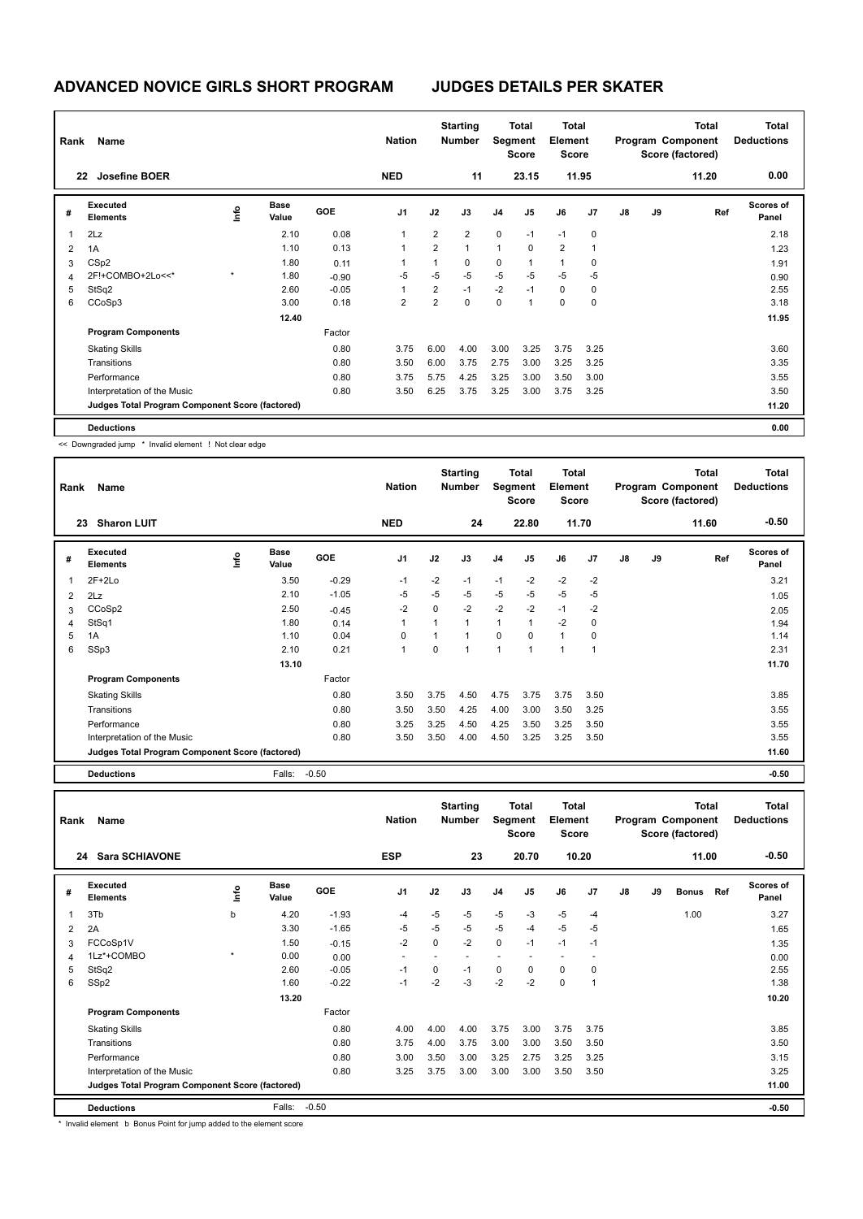# ADVANCED NOVICE GIRLS SHORT PROGRAM — JUDGES DETAILS PER SKATER

| Rank | Name | Nation | Starting Number | Total Segment Score | Total Element Score | Total Program Component Score (factored) | Total Deductions |
|---|---|---|---|---|---|---|---|
| 22 | Josefine BOER | NED | 11 | 23.15 | 11.95 | 11.20 | 0.00 |

| # | Executed Elements | Info | Base Value | GOE | J1 | J2 | J3 | J4 | J5 | J6 | J7 | J8 | J9 | Ref | Scores of Panel |
|---|---|---|---|---|---|---|---|---|---|---|---|---|---|---|---|
| 1 | 2Lz | | 2.10 | 0.08 | 1 | 2 | 2 | 0 | -1 | -1 | 0 | | | | 2.18 |
| 2 | 1A | | 1.10 | 0.13 | 1 | 2 | 1 | 1 | 0 | 2 | 1 | | | | 1.23 |
| 3 | CSp2 | | 1.80 | 0.11 | 1 | 1 | 0 | 0 | 1 | 1 | 0 | | | | 1.91 |
| 4 | 2F!+COMBO+2Lo<<* | * | 1.80 | -0.90 | -5 | -5 | -5 | -5 | -5 | -5 | -5 | | | | 0.90 |
| 5 | StSq2 | | 2.60 | -0.05 | 1 | 2 | -1 | -2 | -1 | 0 | 0 | | | | 2.55 |
| 6 | CCoSp3 | | 3.00 | 0.18 | 2 | 2 | 0 | 0 | 1 | 0 | 0 | | | | 3.18 |
| | | | 12.40 | | | | | | | | | | | | 11.95 |
| | **Program Components** | | | Factor | | | | | | | | | | | |
| | Skating Skills | | | 0.80 | 3.75 | 6.00 | 4.00 | 3.00 | 3.25 | 3.75 | 3.25 | | | | 3.60 |
| | Transitions | | | 0.80 | 3.50 | 6.00 | 3.75 | 2.75 | 3.00 | 3.25 | 3.25 | | | | 3.35 |
| | Performance | | | 0.80 | 3.75 | 5.75 | 4.25 | 3.25 | 3.00 | 3.50 | 3.00 | | | | 3.55 |
| | Interpretation of the Music | | | 0.80 | 3.50 | 6.25 | 3.75 | 3.25 | 3.00 | 3.75 | 3.25 | | | | 3.50 |
| | **Judges Total Program Component Score (factored)** | | | | | | | | | | | | | | 11.20 |
| | **Deductions** | | | | | | | | | | | | | | 0.00 |

<< Downgraded jump * Invalid element ! Not clear edge

| Rank | Name | Nation | Starting Number | Total Segment Score | Total Element Score | Total Program Component Score (factored) | Total Deductions |
|---|---|---|---|---|---|---|---|
| 23 | Sharon LUIT | NED | 24 | 22.80 | 11.70 | 11.60 | -0.50 |

| # | Executed Elements | Info | Base Value | GOE | J1 | J2 | J3 | J4 | J5 | J6 | J7 | J8 | J9 | Ref | Scores of Panel |
|---|---|---|---|---|---|---|---|---|---|---|---|---|---|---|---|
| 1 | 2F+2Lo | | 3.50 | -0.29 | -1 | -2 | -1 | -1 | -2 | -2 | -2 | | | | 3.21 |
| 2 | 2Lz | | 2.10 | -1.05 | -5 | -5 | -5 | -5 | -5 | -5 | -5 | | | | 1.05 |
| 3 | CCoSp2 | | 2.50 | -0.45 | -2 | 0 | -2 | -2 | -2 | -1 | -2 | | | | 2.05 |
| 4 | StSq1 | | 1.80 | 0.14 | 1 | 1 | 1 | 1 | 1 | -2 | 0 | | | | 1.94 |
| 5 | 1A | | 1.10 | 0.04 | 0 | 1 | 1 | 0 | 0 | 1 | 0 | | | | 1.14 |
| 6 | SSp3 | | 2.10 | 0.21 | 1 | 0 | 1 | 1 | 1 | 1 | 1 | | | | 2.31 |
| | | | 13.10 | | | | | | | | | | | | 11.70 |
| | **Program Components** | | | Factor | | | | | | | | | | | |
| | Skating Skills | | | 0.80 | 3.50 | 3.75 | 4.50 | 4.75 | 3.75 | 3.75 | 3.50 | | | | 3.85 |
| | Transitions | | | 0.80 | 3.50 | 3.50 | 4.25 | 4.00 | 3.00 | 3.50 | 3.25 | | | | 3.55 |
| | Performance | | | 0.80 | 3.25 | 3.25 | 4.50 | 4.25 | 3.50 | 3.25 | 3.50 | | | | 3.55 |
| | Interpretation of the Music | | | 0.80 | 3.50 | 3.50 | 4.00 | 4.50 | 3.25 | 3.25 | 3.50 | | | | 3.55 |
| | **Judges Total Program Component Score (factored)** | | | | | | | | | | | | | | 11.60 |
| | **Deductions** | | Falls: | -0.50 | | | | | | | | | | | -0.50 |

| Rank | Name | Nation | Starting Number | Total Segment Score | Total Element Score | Total Program Component Score (factored) | Total Deductions |
|---|---|---|---|---|---|---|---|
| 24 | Sara SCHIAVONE | ESP | 23 | 20.70 | 10.20 | 11.00 | -0.50 |

| # | Executed Elements | Info | Base Value | GOE | J1 | J2 | J3 | J4 | J5 | J6 | J7 | J8 | J9 | Bonus | Ref | Scores of Panel |
|---|---|---|---|---|---|---|---|---|---|---|---|---|---|---|---|---|
| 1 | 3Tb | b | 4.20 | -1.93 | -4 | -5 | -5 | -5 | -3 | -5 | -4 | | | 1.00 | | 3.27 |
| 2 | 2A | | 3.30 | -1.65 | -5 | -5 | -5 | -5 | -4 | -5 | -5 | | | | | 1.65 |
| 3 | FCCoSp1V | | 1.50 | -0.15 | -2 | 0 | -2 | 0 | -1 | -1 | -1 | | | | | 1.35 |
| 4 | 1Lz*+COMBO | * | 0.00 | 0.00 | - | - | - | - | - | - | - | | | | | 0.00 |
| 5 | StSq2 | | 2.60 | -0.05 | -1 | 0 | -1 | 0 | 0 | 0 | 0 | | | | | 2.55 |
| 6 | SSp2 | | 1.60 | -0.22 | -1 | -2 | -3 | -2 | -2 | 0 | 1 | | | | | 1.38 |
| | | | 13.20 | | | | | | | | | | | | | 10.20 |
| | **Program Components** | | | Factor | | | | | | | | | | | | |
| | Skating Skills | | | 0.80 | 4.00 | 4.00 | 4.00 | 3.75 | 3.00 | 3.75 | 3.75 | | | | | 3.85 |
| | Transitions | | | 0.80 | 3.75 | 4.00 | 3.75 | 3.00 | 3.00 | 3.50 | 3.50 | | | | | 3.50 |
| | Performance | | | 0.80 | 3.00 | 3.50 | 3.00 | 3.25 | 2.75 | 3.25 | 3.25 | | | | | 3.15 |
| | Interpretation of the Music | | | 0.80 | 3.25 | 3.75 | 3.00 | 3.00 | 3.00 | 3.50 | 3.50 | | | | | 3.25 |
| | **Judges Total Program Component Score (factored)** | | | | | | | | | | | | | | | 11.00 |
| | **Deductions** | | Falls: | -0.50 | | | | | | | | | | | | -0.50 |

* Invalid element b Bonus Point for jump added to the element score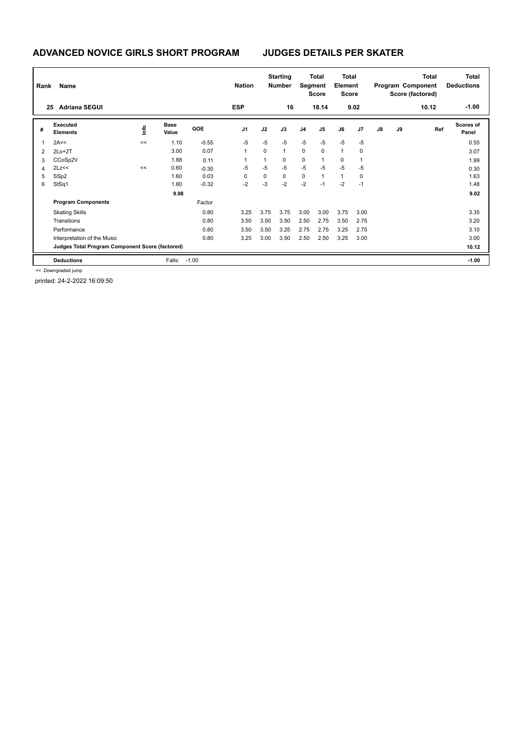# ADVANCED NOVICE GIRLS SHORT PROGRAM — JUDGES DETAILS PER SKATER

| Rank | Name | Nation | Starting Number | Total Segment Score | Total Element Score | Total Program Component Score (factored) | Total Deductions |
|---|---|---|---|---|---|---|---|
| 25 | Adriana SEGUI | ESP | 16 | 18.14 | 9.02 | 10.12 | -1.00 |

| # | Executed Elements | Info | Base Value | GOE | J1 | J2 | J3 | J4 | J5 | J6 | J7 | J8 | J9 | Ref | Scores of Panel |
|---|---|---|---|---|---|---|---|---|---|---|---|---|---|---|---|
| 1 | 2A<< | << | 1.10 | -0.55 | -5 | -5 | -5 | -5 | -5 | -5 | -5 | | | | 0.55 |
| 2 | 2Lo+2T | | 3.00 | 0.07 | 1 | 0 | 1 | 0 | 0 | 1 | 0 | | | | 3.07 |
| 3 | CCoSp2V | | 1.88 | 0.11 | 1 | 1 | 0 | 0 | 1 | 0 | 1 | | | | 1.99 |
| 4 | 2Lz<< | << | 0.60 | -0.30 | -5 | -5 | -5 | -5 | -5 | -5 | -5 | | | | 0.30 |
| 5 | SSp2 | | 1.60 | 0.03 | 0 | 0 | 0 | 0 | 1 | 1 | 0 | | | | 1.63 |
| 6 | StSq1 | | 1.80 | -0.32 | -2 | -3 | -2 | -2 | -1 | -2 | -1 | | | | 1.48 |
| | | | 9.98 | | | | | | | | | | | | 9.02 |
| | **Program Components** | | | Factor | | | | | | | | | | | |
| | Skating Skills | | | 0.80 | 3.25 | 3.75 | 3.75 | 3.00 | 3.00 | 3.75 | 3.00 | | | | 3.35 |
| | Transitions | | | 0.80 | 3.50 | 3.50 | 3.50 | 2.50 | 2.75 | 3.50 | 2.75 | | | | 3.20 |
| | Performance | | | 0.80 | 3.50 | 3.50 | 3.25 | 2.75 | 2.75 | 3.25 | 2.75 | | | | 3.10 |
| | Interpretation of the Music | | | 0.80 | 3.25 | 3.00 | 3.50 | 2.50 | 2.50 | 3.25 | 3.00 | | | | 3.00 |
| | **Judges Total Program Component Score (factored)** | | | | | | | | | | | | | | 10.12 |
| | **Deductions** | | Falls: | -1.00 | | | | | | | | | | | -1.00 |

<< Downgraded jump

printed: 24-2-2022 16:09:50